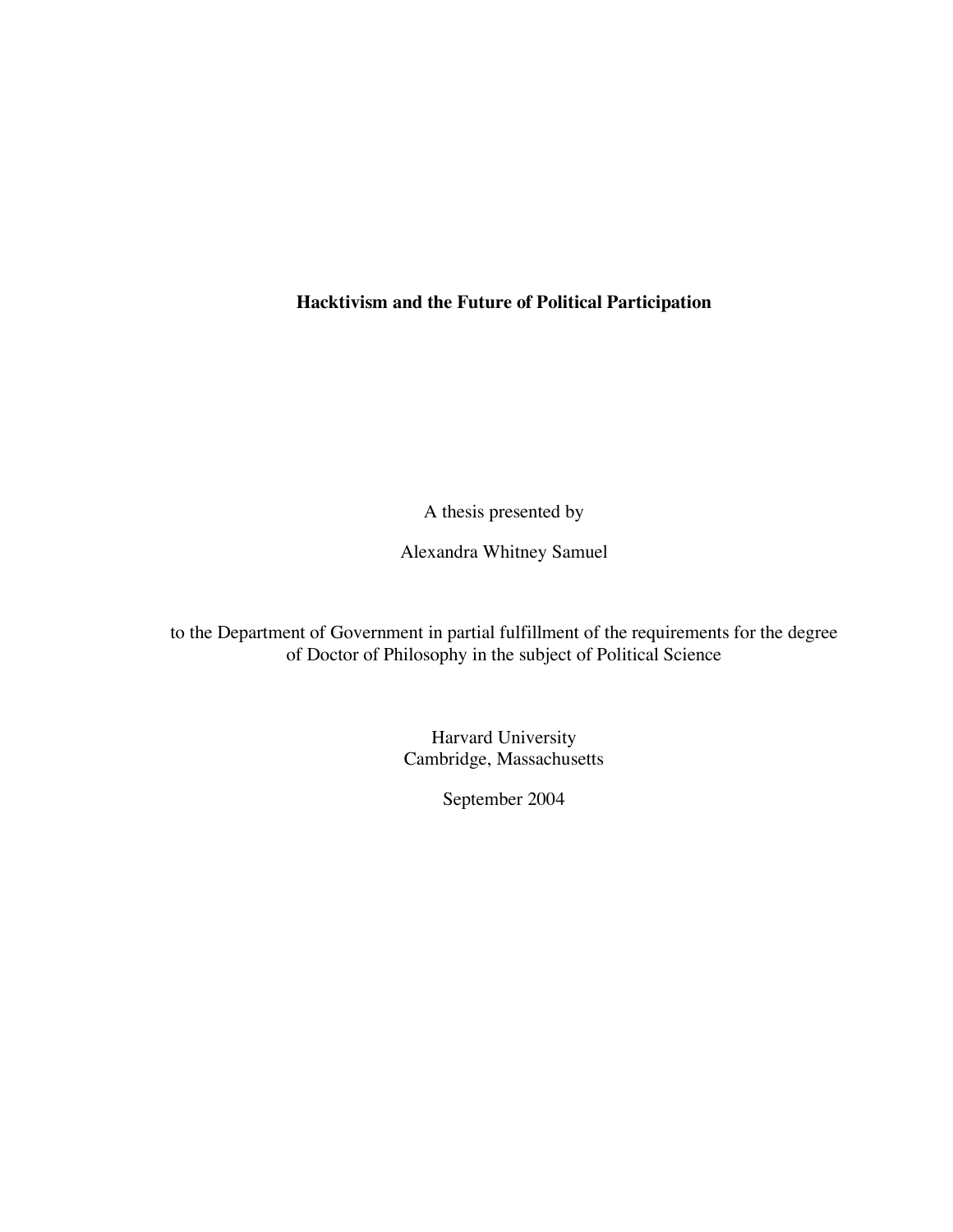# Hacktivism and the Future of Political Participation

A thesis presented by

Alexandra Whitney Samuel

to the Department of Government in partial fulfillment of the requirements for the degree of Doctor of Philosophy in the subject of Political Science

Harvard University
Cambridge, Massachusetts

September 2004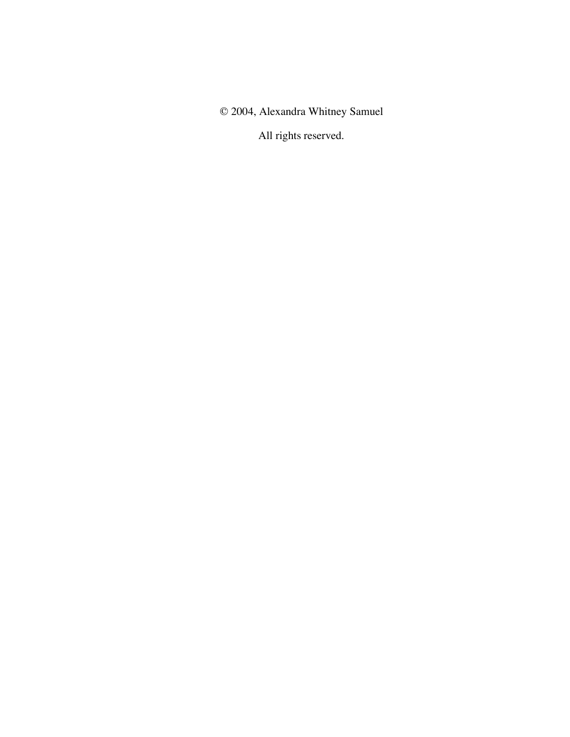© 2004, Alexandra Whitney Samuel

All rights reserved.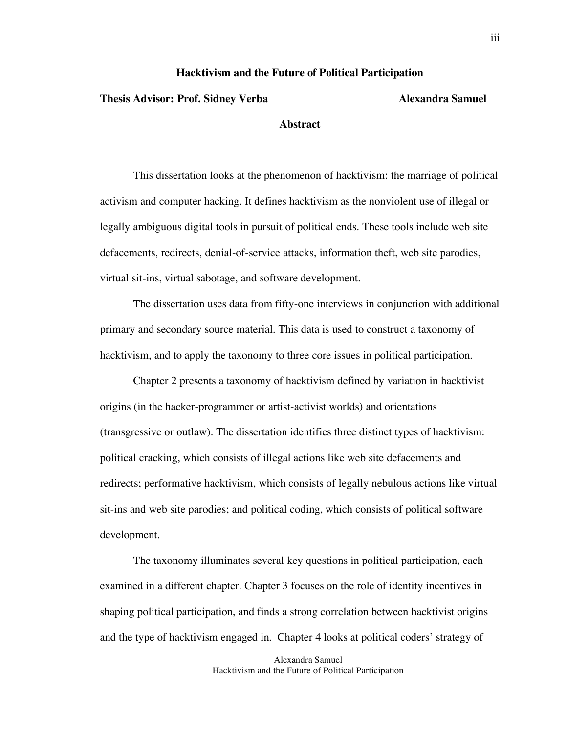**Hacktivism and the Future of Political Participation**

**Thesis Advisor: Prof. Sidney Verba** **Alexandra Samuel**

**Abstract**

This dissertation looks at the phenomenon of hacktivism: the marriage of political activism and computer hacking. It defines hacktivism as the nonviolent use of illegal or legally ambiguous digital tools in pursuit of political ends. These tools include web site defacements, redirects, denial-of-service attacks, information theft, web site parodies, virtual sit-ins, virtual sabotage, and software development.

The dissertation uses data from fifty-one interviews in conjunction with additional primary and secondary source material. This data is used to construct a taxonomy of hacktivism, and to apply the taxonomy to three core issues in political participation.

Chapter 2 presents a taxonomy of hacktivism defined by variation in hacktivist origins (in the hacker-programmer or artist-activist worlds) and orientations (transgressive or outlaw). The dissertation identifies three distinct types of hacktivism: political cracking, which consists of illegal actions like web site defacements and redirects; performative hacktivism, which consists of legally nebulous actions like virtual sit-ins and web site parodies; and political coding, which consists of political software development.

The taxonomy illuminates several key questions in political participation, each examined in a different chapter. Chapter 3 focuses on the role of identity incentives in shaping political participation, and finds a strong correlation between hacktivist origins and the type of hacktivism engaged in. Chapter 4 looks at political coders' strategy of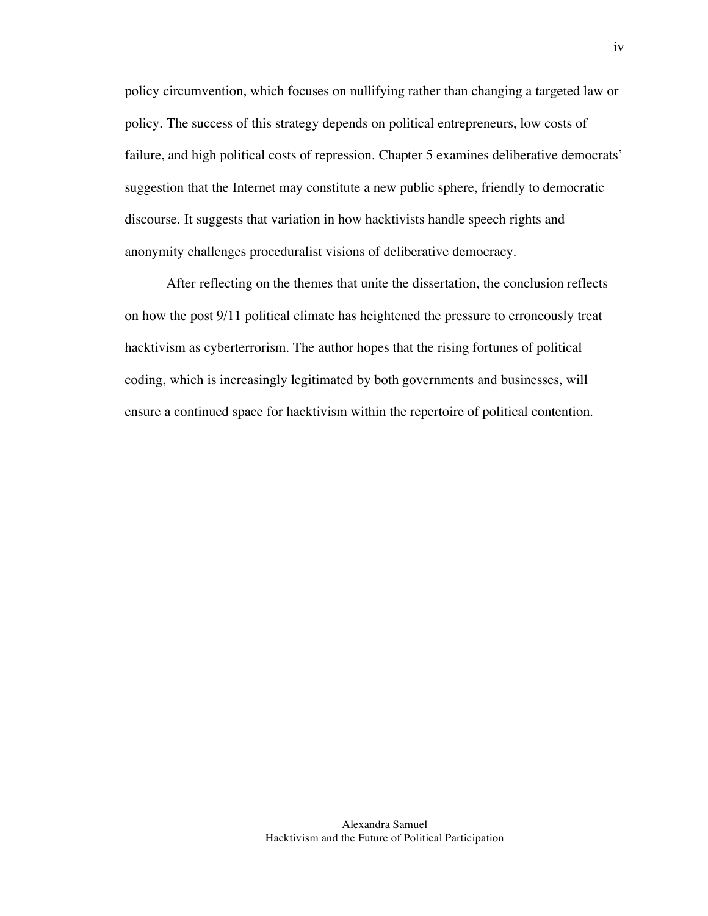policy circumvention, which focuses on nullifying rather than changing a targeted law or policy. The success of this strategy depends on political entrepreneurs, low costs of failure, and high political costs of repression. Chapter 5 examines deliberative democrats' suggestion that the Internet may constitute a new public sphere, friendly to democratic discourse. It suggests that variation in how hacktivists handle speech rights and anonymity challenges proceduralist visions of deliberative democracy.

After reflecting on the themes that unite the dissertation, the conclusion reflects on how the post 9/11 political climate has heightened the pressure to erroneously treat hacktivism as cyberterrorism. The author hopes that the rising fortunes of political coding, which is increasingly legitimated by both governments and businesses, will ensure a continued space for hacktivism within the repertoire of political contention.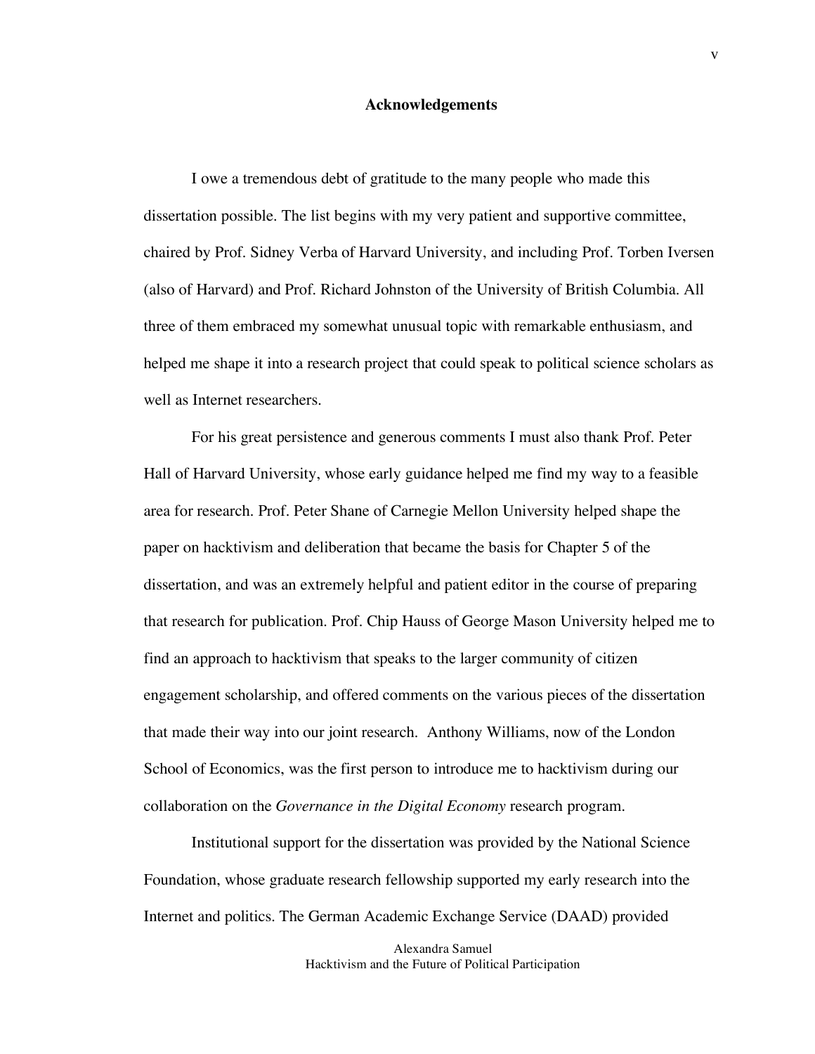## Acknowledgements

I owe a tremendous debt of gratitude to the many people who made this dissertation possible. The list begins with my very patient and supportive committee, chaired by Prof. Sidney Verba of Harvard University, and including Prof. Torben Iversen (also of Harvard) and Prof. Richard Johnston of the University of British Columbia. All three of them embraced my somewhat unusual topic with remarkable enthusiasm, and helped me shape it into a research project that could speak to political science scholars as well as Internet researchers.

For his great persistence and generous comments I must also thank Prof. Peter Hall of Harvard University, whose early guidance helped me find my way to a feasible area for research. Prof. Peter Shane of Carnegie Mellon University helped shape the paper on hacktivism and deliberation that became the basis for Chapter 5 of the dissertation, and was an extremely helpful and patient editor in the course of preparing that research for publication. Prof. Chip Hauss of George Mason University helped me to find an approach to hacktivism that speaks to the larger community of citizen engagement scholarship, and offered comments on the various pieces of the dissertation that made their way into our joint research. Anthony Williams, now of the London School of Economics, was the first person to introduce me to hacktivism during our collaboration on the *Governance in the Digital Economy* research program.

Institutional support for the dissertation was provided by the National Science Foundation, whose graduate research fellowship supported my early research into the Internet and politics. The German Academic Exchange Service (DAAD) provided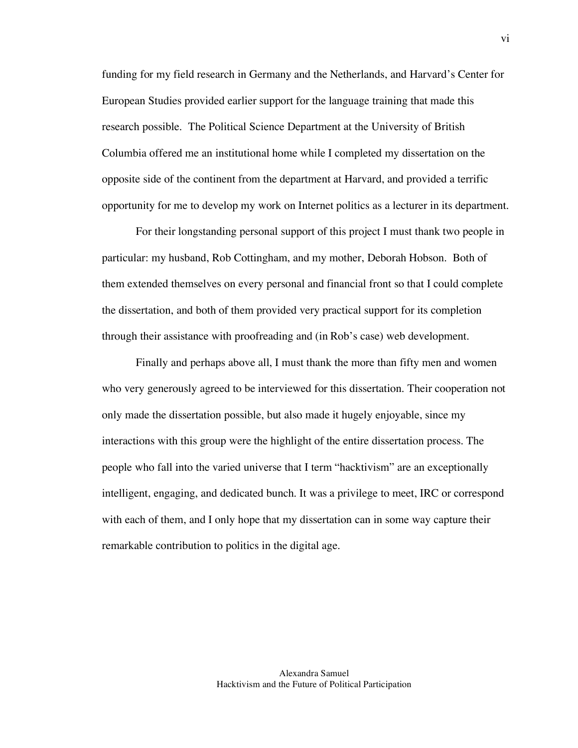funding for my field research in Germany and the Netherlands, and Harvard's Center for European Studies provided earlier support for the language training that made this research possible. The Political Science Department at the University of British Columbia offered me an institutional home while I completed my dissertation on the opposite side of the continent from the department at Harvard, and provided a terrific opportunity for me to develop my work on Internet politics as a lecturer in its department.

For their longstanding personal support of this project I must thank two people in particular: my husband, Rob Cottingham, and my mother, Deborah Hobson. Both of them extended themselves on every personal and financial front so that I could complete the dissertation, and both of them provided very practical support for its completion through their assistance with proofreading and (in Rob's case) web development.

Finally and perhaps above all, I must thank the more than fifty men and women who very generously agreed to be interviewed for this dissertation. Their cooperation not only made the dissertation possible, but also made it hugely enjoyable, since my interactions with this group were the highlight of the entire dissertation process. The people who fall into the varied universe that I term "hacktivism" are an exceptionally intelligent, engaging, and dedicated bunch. It was a privilege to meet, IRC or correspond with each of them, and I only hope that my dissertation can in some way capture their remarkable contribution to politics in the digital age.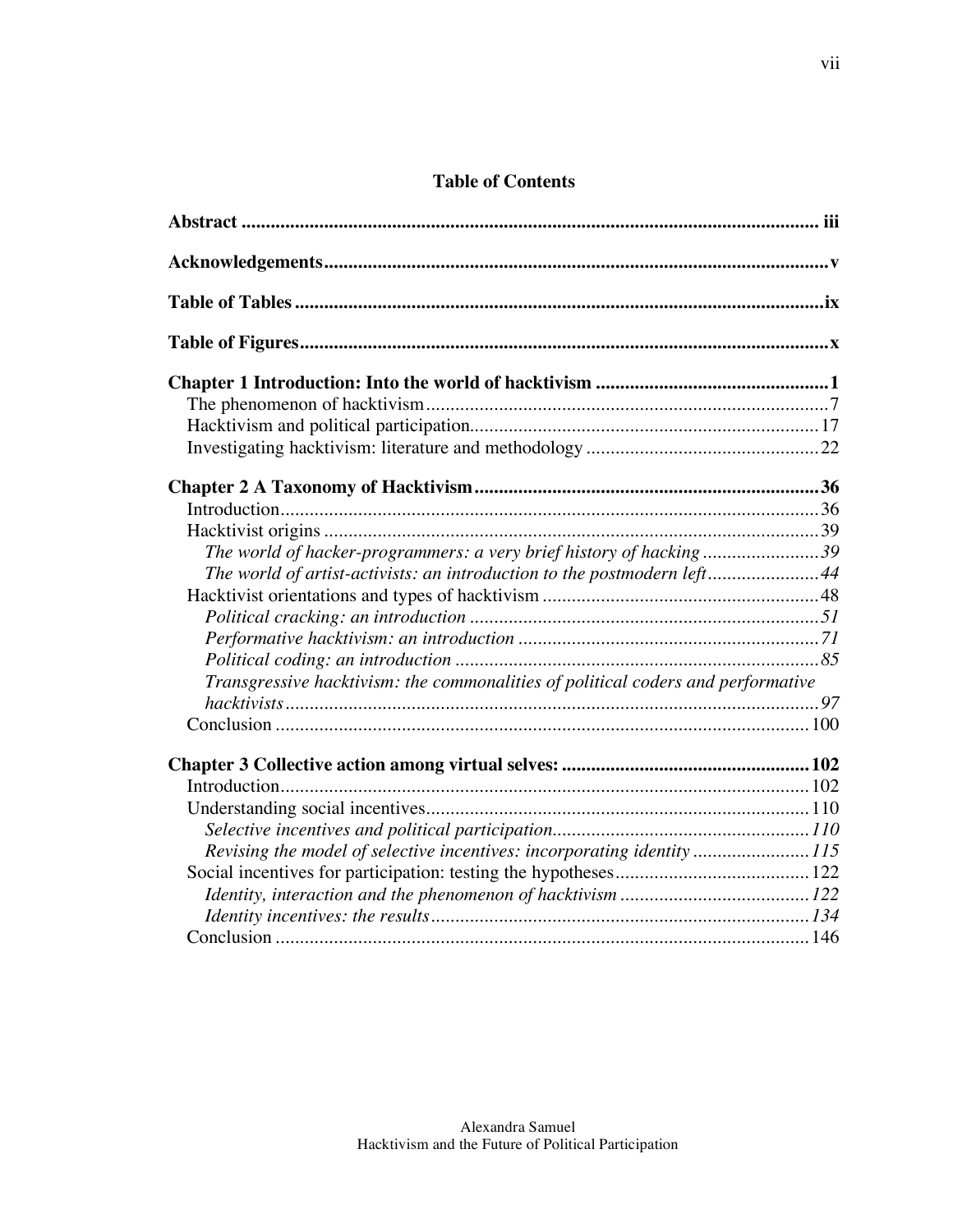# Table of Contents

**Abstract** ..... **iii**

**Acknowledgements** ..... **v**

**Table of Tables** ..... **ix**

**Table of Figures** ..... **x**

**Chapter 1 Introduction: Into the world of hacktivism** ..... **1**
- The phenomenon of hacktivism ..... 7
- Hacktivism and political participation ..... 17
- Investigating hacktivism: literature and methodology ..... 22

**Chapter 2 A Taxonomy of Hacktivism** ..... **36**
- Introduction ..... 36
- Hacktivist origins ..... 39
  - *The world of hacker-programmers: a very brief history of hacking* ..... *39*
  - *The world of artist-activists: an introduction to the postmodern left* ..... *44*
- Hacktivist orientations and types of hacktivism ..... 48
  - *Political cracking: an introduction* ..... *51*
  - *Performative hacktivism: an introduction* ..... *71*
  - *Political coding: an introduction* ..... *85*
  - *Transgressive hacktivism: the commonalities of political coders and performative hacktivists* ..... *97*
- Conclusion ..... 100

**Chapter 3 Collective action among virtual selves:** ..... **102**
- Introduction ..... 102
- Understanding social incentives ..... 110
  - *Selective incentives and political participation* ..... *110*
  - *Revising the model of selective incentives: incorporating identity* ..... *115*
- Social incentives for participation: testing the hypotheses ..... 122
  - *Identity, interaction and the phenomenon of hacktivism* ..... *122*
  - *Identity incentives: the results* ..... *134*
- Conclusion ..... 146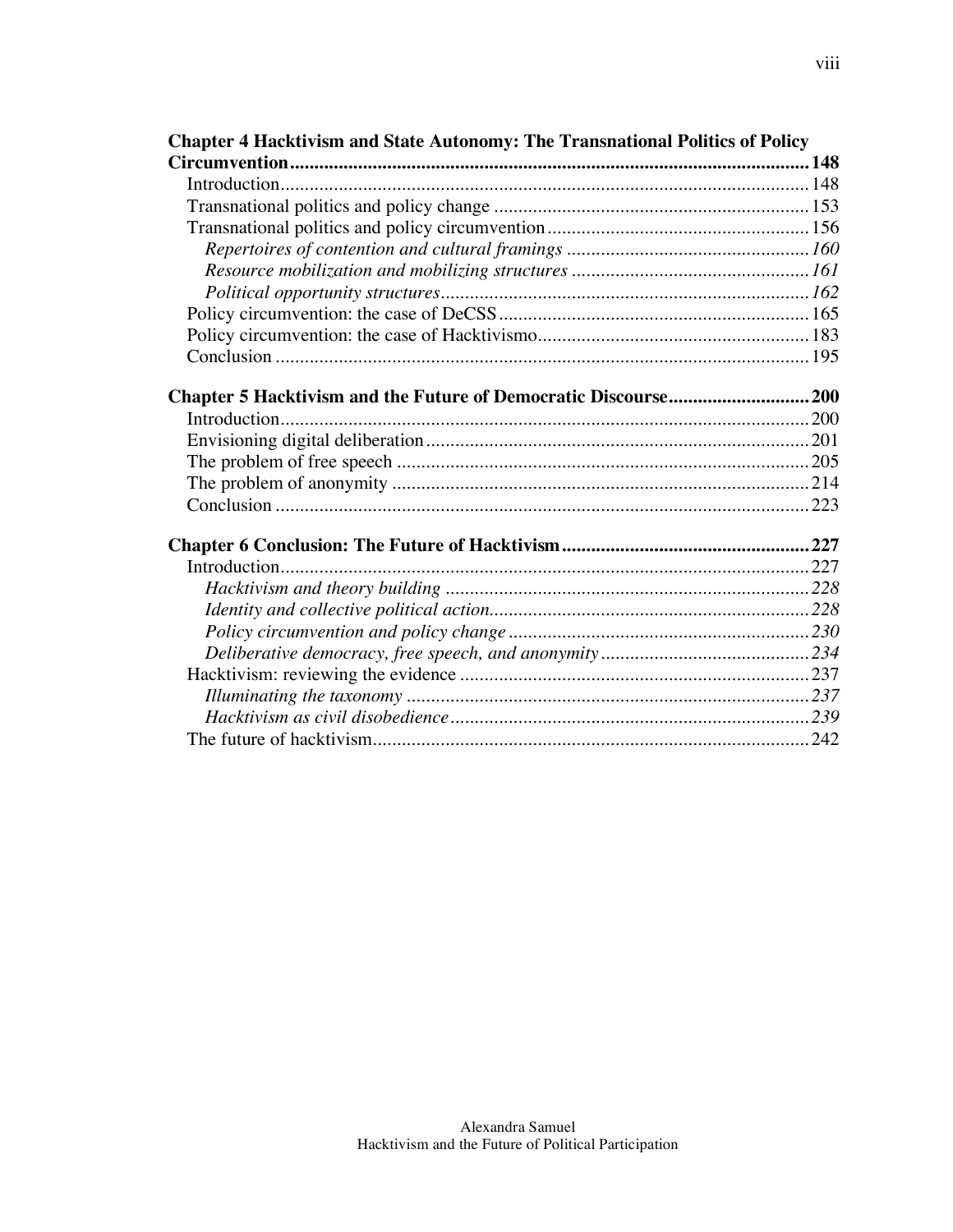**Chapter 4 Hacktivism and State Autonomy: The Transnational Politics of Policy Circumvention** .......... **148**

Introduction .......... 148
Transnational politics and policy change .......... 153
Transnational politics and policy circumvention .......... 156
*Repertoires of contention and cultural framings* .......... *160*
*Resource mobilization and mobilizing structures* .......... *161*
*Political opportunity structures* .......... *162*
Policy circumvention: the case of DeCSS .......... 165
Policy circumvention: the case of Hacktivismo .......... 183
Conclusion .......... 195

**Chapter 5 Hacktivism and the Future of Democratic Discourse** .......... **200**

Introduction .......... 200
Envisioning digital deliberation .......... 201
The problem of free speech .......... 205
The problem of anonymity .......... 214
Conclusion .......... 223

**Chapter 6 Conclusion: The Future of Hacktivism** .......... **227**

Introduction .......... 227
*Hacktivism and theory building* .......... *228*
*Identity and collective political action* .......... *228*
*Policy circumvention and policy change* .......... *230*
*Deliberative democracy, free speech, and anonymity* .......... *234*
Hacktivism: reviewing the evidence .......... 237
*Illuminating the taxonomy* .......... *237*
*Hacktivism as civil disobedience* .......... *239*
The future of hacktivism .......... 242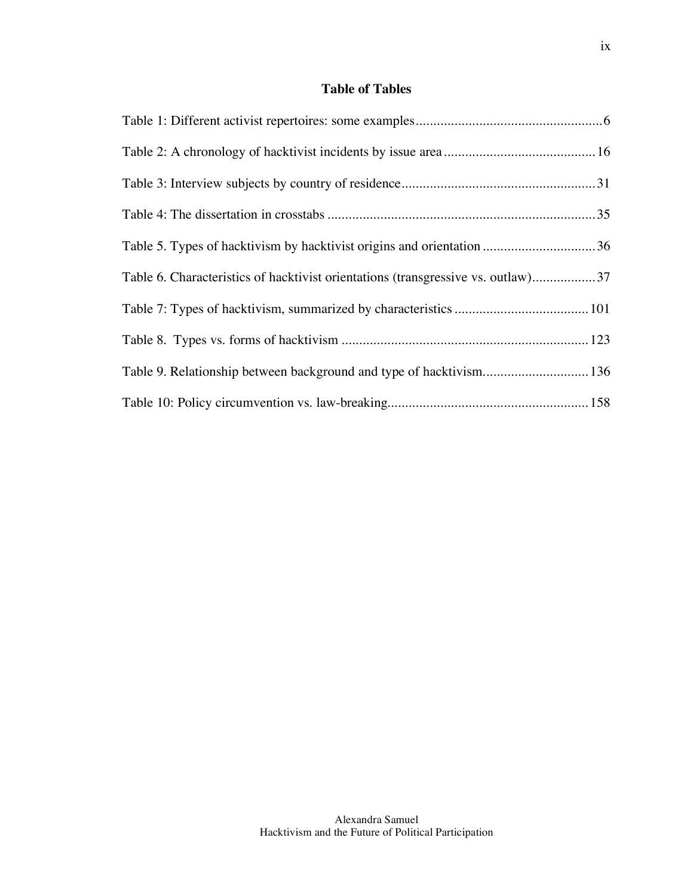## Table of Tables

Table 1: Different activist repertoires: some examples.....................................................6

Table 2: A chronology of hacktivist incidents by issue area ...........................................16

Table 3: Interview subjects by country of residence.......................................................31

Table 4: The dissertation in crosstabs ............................................................................35

Table 5. Types of hacktivism by hacktivist origins and orientation ................................36

Table 6. Characteristics of hacktivist orientations (transgressive vs. outlaw)..................37

Table 7: Types of hacktivism, summarized by characteristics ......................................101

Table 8.  Types vs. forms of hacktivism ......................................................................123

Table 9. Relationship between background and type of hacktivism..............................136

Table 10: Policy circumvention vs. law-breaking.........................................................158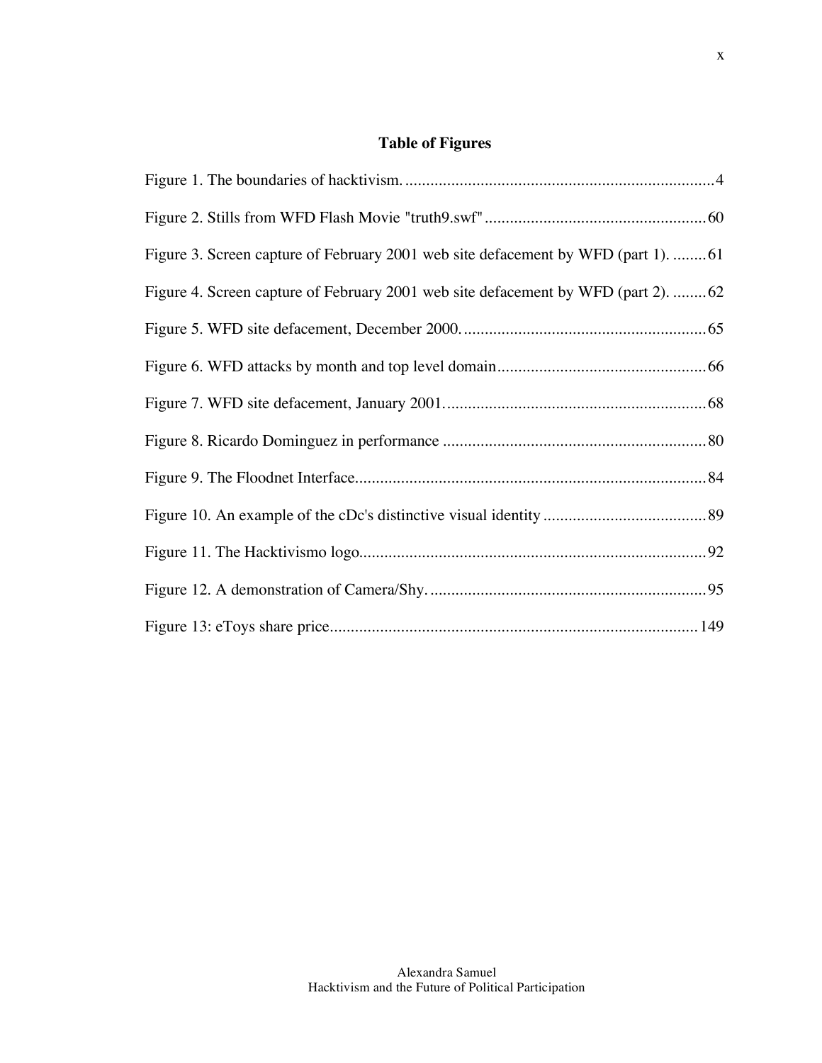# Table of Figures

Figure 1. The boundaries of hacktivism. .......................................................................... 4

Figure 2. Stills from WFD Flash Movie "truth9.swf" ..................................................... 60

Figure 3. Screen capture of February 2001 web site defacement by WFD (part 1). ........ 61

Figure 4. Screen capture of February 2001 web site defacement by WFD (part 2). ........ 62

Figure 5. WFD site defacement, December 2000. .......................................................... 65

Figure 6. WFD attacks by month and top level domain .................................................. 66

Figure 7. WFD site defacement, January 2001. .............................................................. 68

Figure 8. Ricardo Dominguez in performance ............................................................... 80

Figure 9. The Floodnet Interface ..................................................................................... 84

Figure 10. An example of the cDc's distinctive visual identity ....................................... 89

Figure 11. The Hacktivismo logo .................................................................................... 92

Figure 12. A demonstration of Camera/Shy. ................................................................... 95

Figure 13: eToys share price ......................................................................................... 149